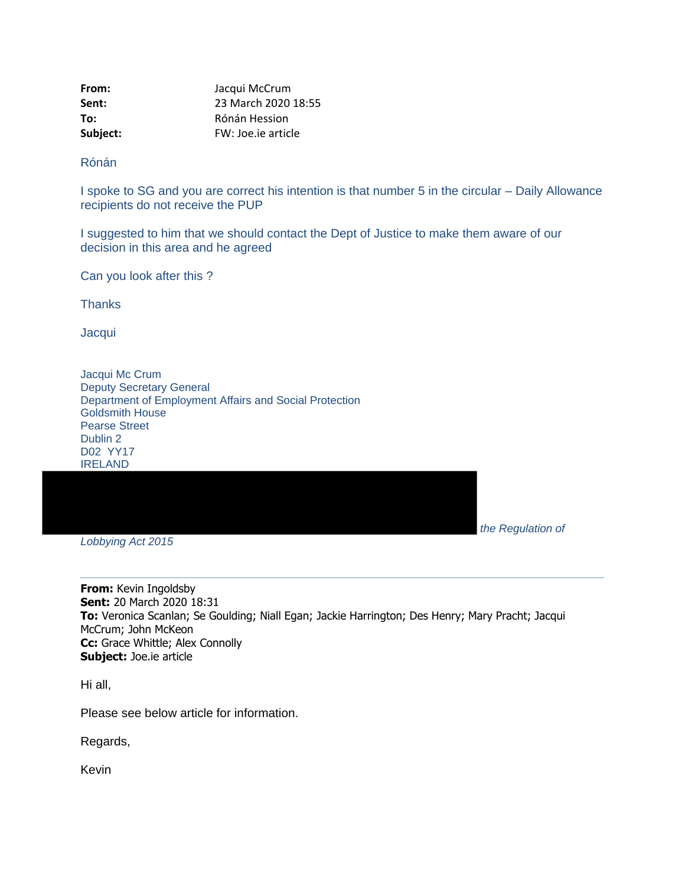**From:** Jacqui McCrum
**Sent:** 23 March 2020 18:55
**To:** Rónán Hession
**Subject:** FW: Joe.ie article

Rónán

I spoke to SG and you are correct his intention is that number 5 in the circular – Daily Allowance recipients do not receive the PUP

I suggested to him that we should contact the Dept of Justice to make them aware of our decision in this area and he agreed

Can you look after this ?

Thanks

Jacqui

Jacqui Mc Crum
Deputy Secretary General
Department of Employment Affairs and Social Protection
Goldsmith House
Pearse Street
Dublin 2
D02 YY17
IRELAND

[REDACTED] *the Regulation of Lobbying Act 2015*

---

**From:** Kevin Ingoldsby
**Sent:** 20 March 2020 18:31
**To:** Veronica Scanlan; Se Goulding; Niall Egan; Jackie Harrington; Des Henry; Mary Pracht; Jacqui McCrum; John McKeon
**Cc:** Grace Whittle; Alex Connolly
**Subject:** Joe.ie article

Hi all,

Please see below article for information.

Regards,

Kevin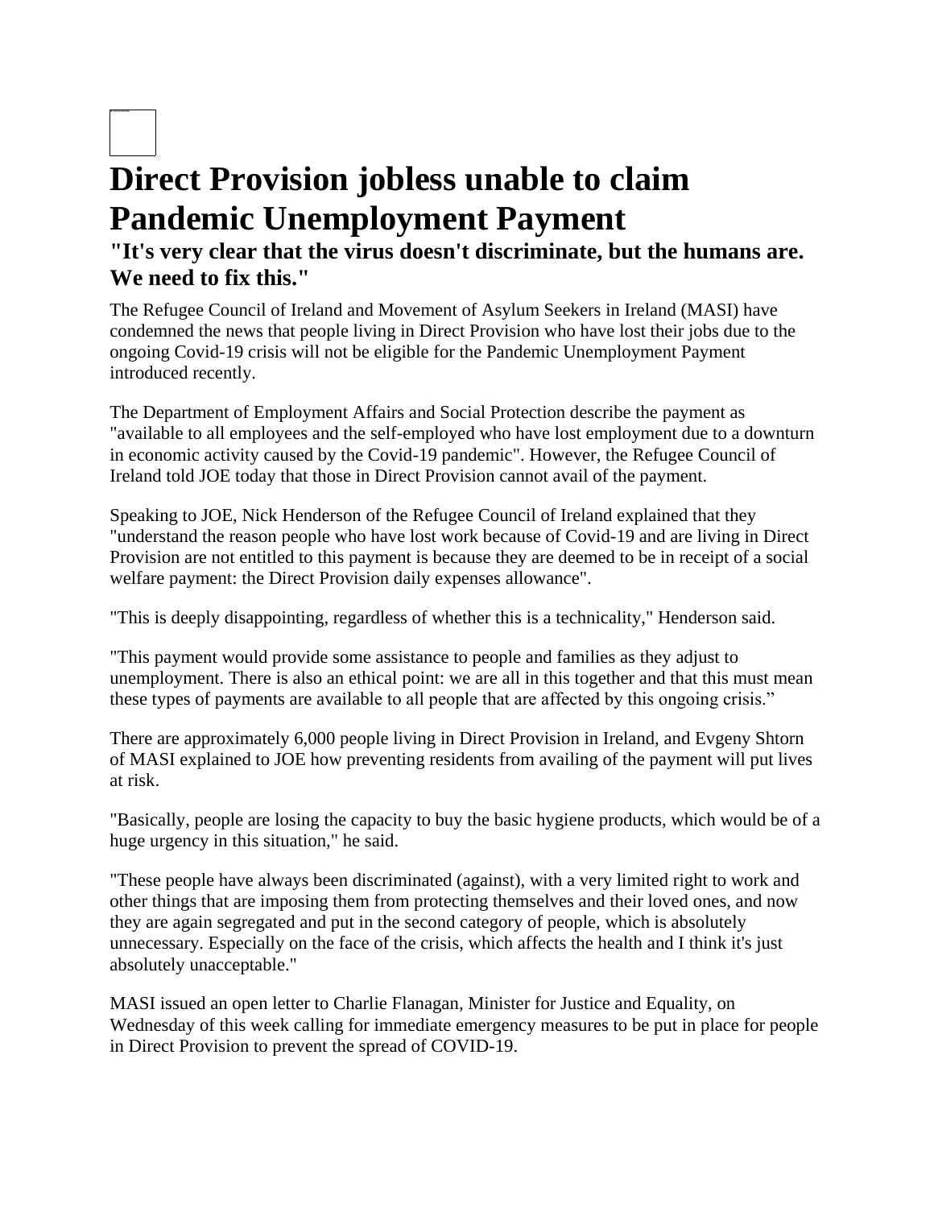# Direct Provision jobless unable to claim Pandemic Unemployment Payment

## "It's very clear that the virus doesn't discriminate, but the humans are. We need to fix this."

The Refugee Council of Ireland and Movement of Asylum Seekers in Ireland (MASI) have condemned the news that people living in Direct Provision who have lost their jobs due to the ongoing Covid-19 crisis will not be eligible for the Pandemic Unemployment Payment introduced recently.

The Department of Employment Affairs and Social Protection describe the payment as "available to all employees and the self-employed who have lost employment due to a downturn in economic activity caused by the Covid-19 pandemic". However, the Refugee Council of Ireland told JOE today that those in Direct Provision cannot avail of the payment.

Speaking to JOE, Nick Henderson of the Refugee Council of Ireland explained that they "understand the reason people who have lost work because of Covid-19 and are living in Direct Provision are not entitled to this payment is because they are deemed to be in receipt of a social welfare payment: the Direct Provision daily expenses allowance".

"This is deeply disappointing, regardless of whether this is a technicality," Henderson said.

"This payment would provide some assistance to people and families as they adjust to unemployment. There is also an ethical point: we are all in this together and that this must mean these types of payments are available to all people that are affected by this ongoing crisis."

There are approximately 6,000 people living in Direct Provision in Ireland, and Evgeny Shtorn of MASI explained to JOE how preventing residents from availing of the payment will put lives at risk.

"Basically, people are losing the capacity to buy the basic hygiene products, which would be of a huge urgency in this situation," he said.

"These people have always been discriminated (against), with a very limited right to work and other things that are imposing them from protecting themselves and their loved ones, and now they are again segregated and put in the second category of people, which is absolutely unnecessary. Especially on the face of the crisis, which affects the health and I think it's just absolutely unacceptable."

MASI issued an open letter to Charlie Flanagan, Minister for Justice and Equality, on Wednesday of this week calling for immediate emergency measures to be put in place for people in Direct Provision to prevent the spread of COVID-19.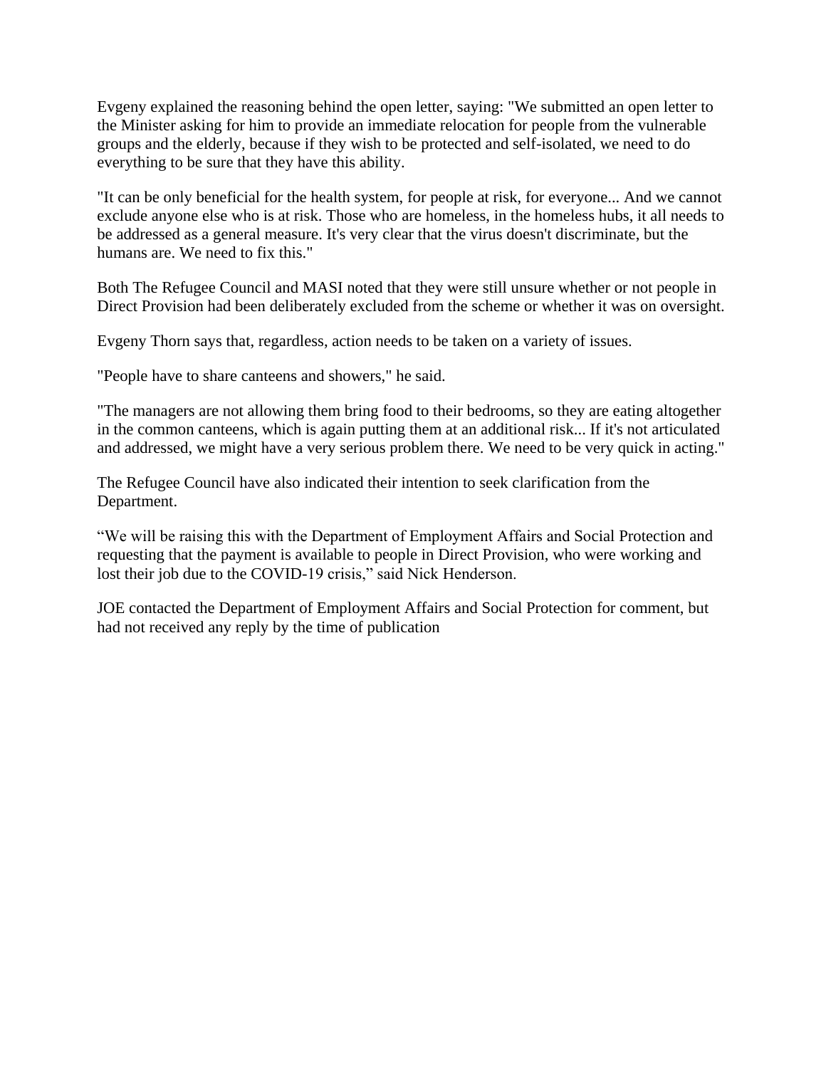Evgeny explained the reasoning behind the open letter, saying: "We submitted an open letter to the Minister asking for him to provide an immediate relocation for people from the vulnerable groups and the elderly, because if they wish to be protected and self-isolated, we need to do everything to be sure that they have this ability.

"It can be only beneficial for the health system, for people at risk, for everyone... And we cannot exclude anyone else who is at risk. Those who are homeless, in the homeless hubs, it all needs to be addressed as a general measure. It's very clear that the virus doesn't discriminate, but the humans are. We need to fix this."

Both The Refugee Council and MASI noted that they were still unsure whether or not people in Direct Provision had been deliberately excluded from the scheme or whether it was on oversight.

Evgeny Thorn says that, regardless, action needs to be taken on a variety of issues.

"People have to share canteens and showers," he said.

"The managers are not allowing them bring food to their bedrooms, so they are eating altogether in the common canteens, which is again putting them at an additional risk... If it's not articulated and addressed, we might have a very serious problem there. We need to be very quick in acting."

The Refugee Council have also indicated their intention to seek clarification from the Department.

"We will be raising this with the Department of Employment Affairs and Social Protection and requesting that the payment is available to people in Direct Provision, who were working and lost their job due to the COVID-19 crisis," said Nick Henderson.

JOE contacted the Department of Employment Affairs and Social Protection for comment, but had not received any reply by the time of publication